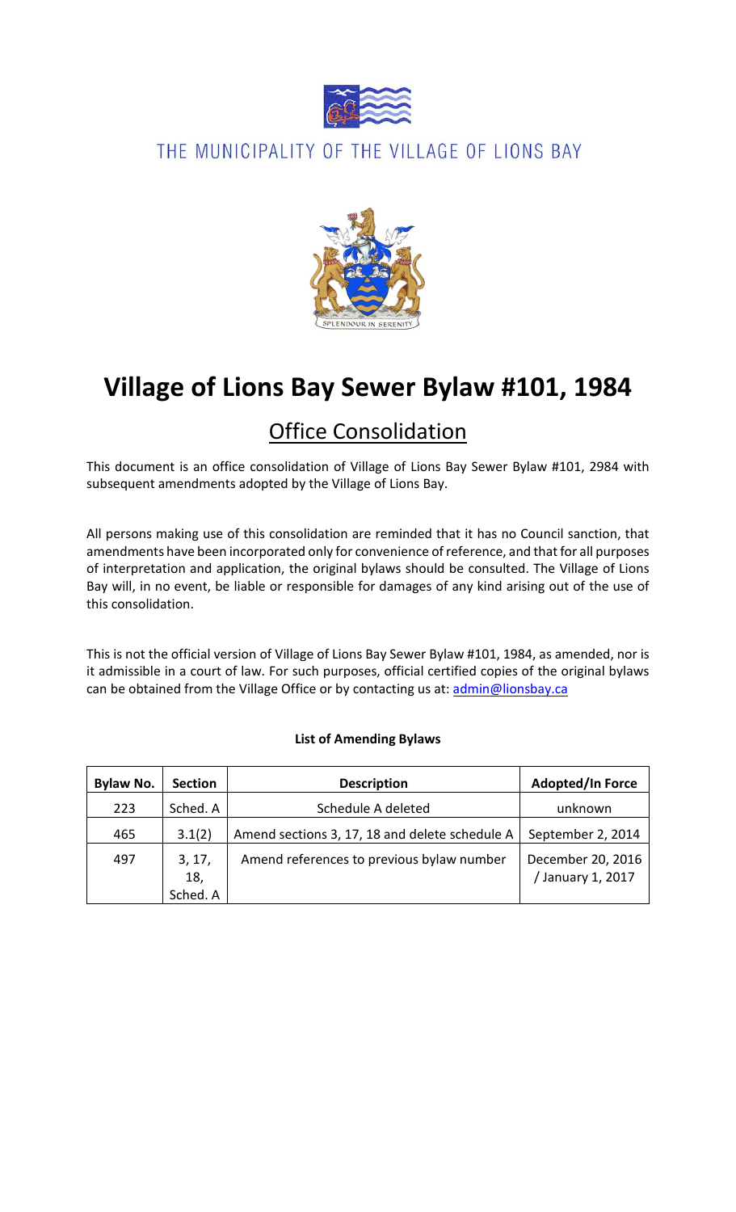THE MUNICIPALITY OF THE VILLAGE OF LIONS BAY

SPLENDOUR IN SERENITY

# Village of Lions Bay Sewer Bylaw #101, 1984

## Office Consolidation

This document is an office consolidation of Village of Lions Bay Sewer Bylaw #101, 2984 with subsequent amendments adopted by the Village of Lions Bay.

All persons making use of this consolidation are reminded that it has no Council sanction, that amendments have been incorporated only for convenience of reference, and that for all purposes of interpretation and application, the original bylaws should be consulted. The Village of Lions Bay will, in no event, be liable or responsible for damages of any kind arising out of the use of this consolidation.

This is not the official version of Village of Lions Bay Sewer Bylaw #101, 1984, as amended, nor is it admissible in a court of law. For such purposes, official certified copies of the original bylaws can be obtained from the Village Office or by contacting us at: admin@lionsbay.ca

**List of Amending Bylaws**

| Bylaw No. | Section | Description | Adopted/In Force |
|---|---|---|---|
| 223 | Sched. A | Schedule A deleted | unknown |
| 465 | 3.1(2) | Amend sections 3, 17, 18 and delete schedule A | September 2, 2014 |
| 497 | 3, 17, 18, Sched. A | Amend references to previous bylaw number | December 20, 2016 / January 1, 2017 |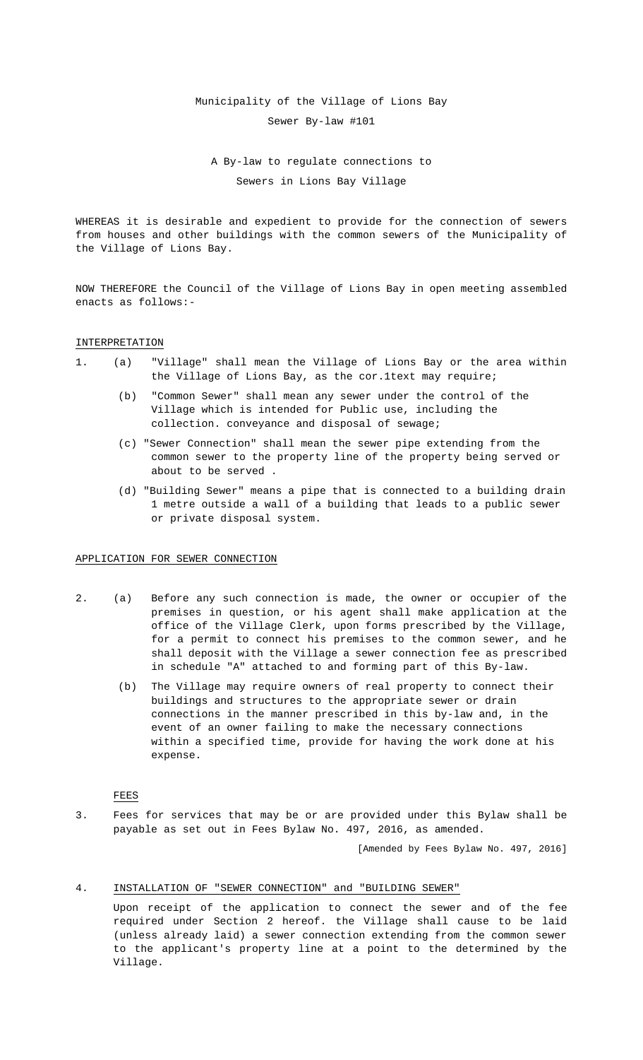Municipality of the Village of Lions Bay

Sewer By-law #101

A By-law to regulate connections to

Sewers in Lions Bay Village

WHEREAS it is desirable and expedient to provide for the connection of sewers from houses and other buildings with the common sewers of the Municipality of the Village of Lions Bay.

NOW THEREFORE the Council of the Village of Lions Bay in open meeting assembled enacts as follows:-

## INTERPRETATION

1. (a) "Village" shall mean the Village of Lions Bay or the area within the Village of Lions Bay, as the cor.1text may require;

   (b) "Common Sewer" shall mean any sewer under the control of the Village which is intended for Public use, including the collection. conveyance and disposal of sewage;

   (c) "Sewer Connection" shall mean the sewer pipe extending from the common sewer to the property line of the property being served or about to be served .

   (d) "Building Sewer" means a pipe that is connected to a building drain 1 metre outside a wall of a building that leads to a public sewer or private disposal system.

## APPLICATION FOR SEWER CONNECTION

2. (a) Before any such connection is made, the owner or occupier of the premises in question, or his agent shall make application at the office of the Village Clerk, upon forms prescribed by the Village, for a permit to connect his premises to the common sewer, and he shall deposit with the Village a sewer connection fee as prescribed in schedule "A" attached to and forming part of this By-law.

   (b) The Village may require owners of real property to connect their buildings and structures to the appropriate sewer or drain connections in the manner prescribed in this by-law and, in the event of an owner failing to make the necessary connections within a specified time, provide for having the work done at his expense.

## FEES

3. Fees for services that may be or are provided under this Bylaw shall be payable as set out in Fees Bylaw No. 497, 2016, as amended.

[Amended by Fees Bylaw No. 497, 2016]

## 4. INSTALLATION OF "SEWER CONNECTION" and "BUILDING SEWER"

Upon receipt of the application to connect the sewer and of the fee required under Section 2 hereof. the Village shall cause to be laid (unless already laid) a sewer connection extending from the common sewer to the applicant's property line at a point to the determined by the Village.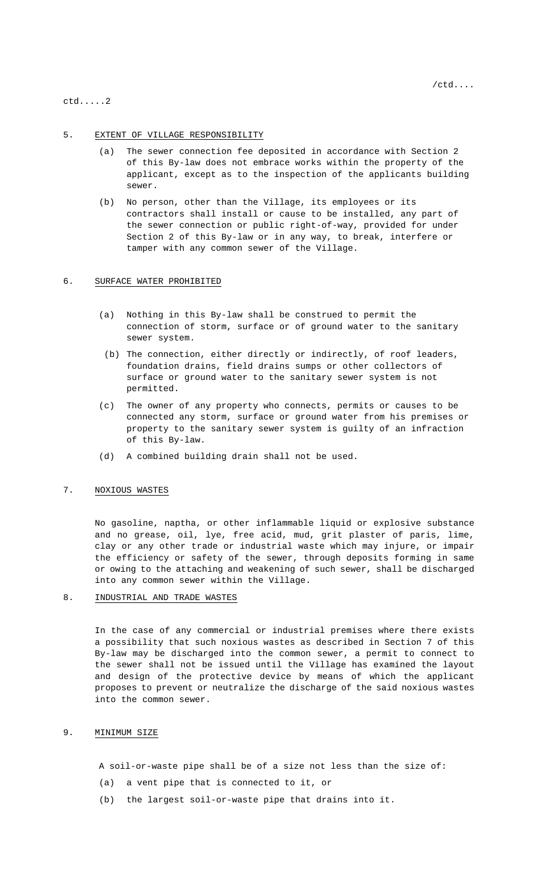## 5. EXTENT OF VILLAGE RESPONSIBILITY

(a) The sewer connection fee deposited in accordance with Section 2 of this By-law does not embrace works within the property of the applicant, except as to the inspection of the applicants building sewer.

(b) No person, other than the Village, its employees or its contractors shall install or cause to be installed, any part of the sewer connection or public right-of-way, provided for under Section 2 of this By-law or in any way, to break, interfere or tamper with any common sewer of the Village.

## 6. SURFACE WATER PROHIBITED

(a) Nothing in this By-law shall be construed to permit the connection of storm, surface or of ground water to the sanitary sewer system.

(b) The connection, either directly or indirectly, of roof leaders, foundation drains, field drains sumps or other collectors of surface or ground water to the sanitary sewer system is not permitted.

(c) The owner of any property who connects, permits or causes to be connected any storm, surface or ground water from his premises or property to the sanitary sewer system is guilty of an infraction of this By-law.

(d) A combined building drain shall not be used.

## 7. NOXIOUS WASTES

No gasoline, naptha, or other inflammable liquid or explosive substance and no grease, oil, lye, free acid, mud, grit plaster of paris, lime, clay or any other trade or industrial waste which may injure, or impair the efficiency or safety of the sewer, through deposits forming in same or owing to the attaching and weakening of such sewer, shall be discharged into any common sewer within the Village.

## 8. INDUSTRIAL AND TRADE WASTES

In the case of any commercial or industrial premises where there exists a possibility that such noxious wastes as described in Section 7 of this By-law may be discharged into the common sewer, a permit to connect to the sewer shall not be issued until the Village has examined the layout and design of the protective device by means of which the applicant proposes to prevent or neutralize the discharge of the said noxious wastes into the common sewer.

## 9. MINIMUM SIZE

A soil-or-waste pipe shall be of a size not less than the size of:

(a) a vent pipe that is connected to it, or

(b) the largest soil-or-waste pipe that drains into it.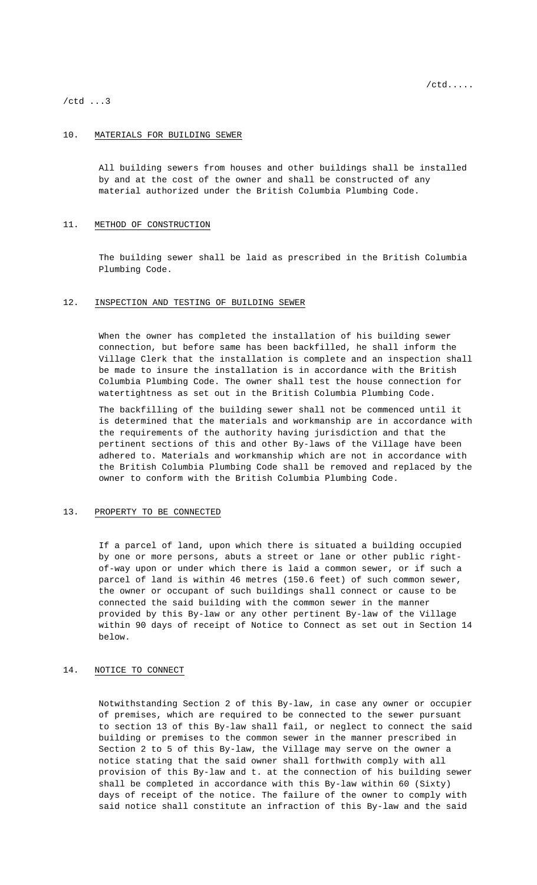## 10. MATERIALS FOR BUILDING SEWER

All building sewers from houses and other buildings shall be installed by and at the cost of the owner and shall be constructed of any material authorized under the British Columbia Plumbing Code.

## 11. METHOD OF CONSTRUCTION

The building sewer shall be laid as prescribed in the British Columbia Plumbing Code.

## 12. INSPECTION AND TESTING OF BUILDING SEWER

When the owner has completed the installation of his building sewer connection, but before same has been backfilled, he shall inform the Village Clerk that the installation is complete and an inspection shall be made to insure the installation is in accordance with the British Columbia Plumbing Code. The owner shall test the house connection for watertightness as set out in the British Columbia Plumbing Code.

The backfilling of the building sewer shall not be commenced until it is determined that the materials and workmanship are in accordance with the requirements of the authority having jurisdiction and that the pertinent sections of this and other By-laws of the Village have been adhered to. Materials and workmanship which are not in accordance with the British Columbia Plumbing Code shall be removed and replaced by the owner to conform with the British Columbia Plumbing Code.

## 13. PROPERTY TO BE CONNECTED

If a parcel of land, upon which there is situated a building occupied by one or more persons, abuts a street or lane or other public right-of-way upon or under which there is laid a common sewer, or if such a parcel of land is within 46 metres (150.6 feet) of such common sewer, the owner or occupant of such buildings shall connect or cause to be connected the said building with the common sewer in the manner provided by this By-law or any other pertinent By-law of the Village within 90 days of receipt of Notice to Connect as set out in Section 14 below.

## 14. NOTICE TO CONNECT

Notwithstanding Section 2 of this By-law, in case any owner or occupier of premises, which are required to be connected to the sewer pursuant to section 13 of this By-law shall fail, or neglect to connect the said building or premises to the common sewer in the manner prescribed in Section 2 to 5 of this By-law, the Village may serve on the owner a notice stating that the said owner shall forthwith comply with all provision of this By-law and t. at the connection of his building sewer shall be completed in accordance with this By-law within 60 (Sixty) days of receipt of the notice. The failure of the owner to comply with said notice shall constitute an infraction of this By-law and the said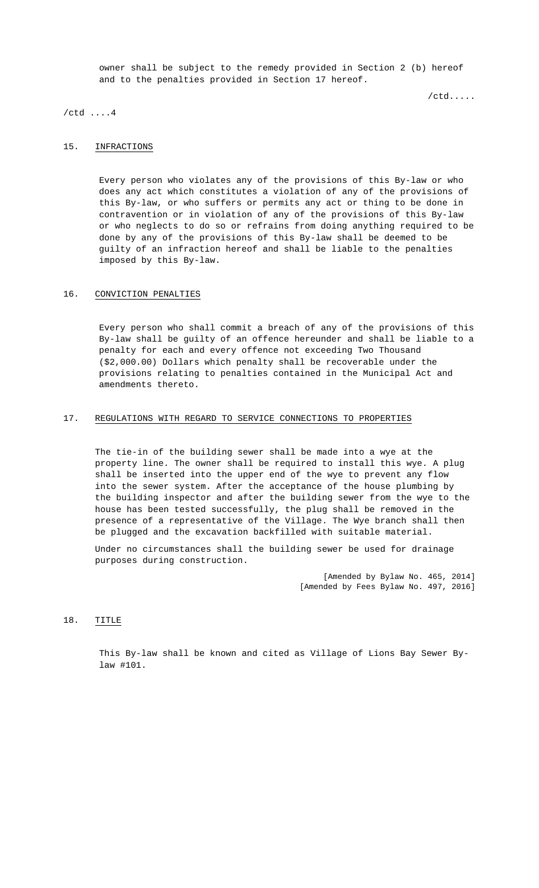owner shall be subject to the remedy provided in Section 2 (b) hereof and to the penalties provided in Section 17 hereof.

/ctd.....

/ctd ....4

## 15. INFRACTIONS

Every person who violates any of the provisions of this By-law or who does any act which constitutes a violation of any of the provisions of this By-law, or who suffers or permits any act or thing to be done in contravention or in violation of any of the provisions of this By-law or who neglects to do so or refrains from doing anything required to be done by any of the provisions of this By-law shall be deemed to be guilty of an infraction hereof and shall be liable to the penalties imposed by this By-law.

## 16. CONVICTION PENALTIES

Every person who shall commit a breach of any of the provisions of this By-law shall be guilty of an offence hereunder and shall be liable to a penalty for each and every offence not exceeding Two Thousand ($2,000.00) Dollars which penalty shall be recoverable under the provisions relating to penalties contained in the Municipal Act and amendments thereto.

## 17. REGULATIONS WITH REGARD TO SERVICE CONNECTIONS TO PROPERTIES

The tie-in of the building sewer shall be made into a wye at the property line. The owner shall be required to install this wye. A plug shall be inserted into the upper end of the wye to prevent any flow into the sewer system. After the acceptance of the house plumbing by the building inspector and after the building sewer from the wye to the house has been tested successfully, the plug shall be removed in the presence of a representative of the Village. The Wye branch shall then be plugged and the excavation backfilled with suitable material.

Under no circumstances shall the building sewer be used for drainage purposes during construction.

[Amended by Bylaw No. 465, 2014]
[Amended by Fees Bylaw No. 497, 2016]

## 18. TITLE

This By-law shall be known and cited as Village of Lions Bay Sewer By-law #101.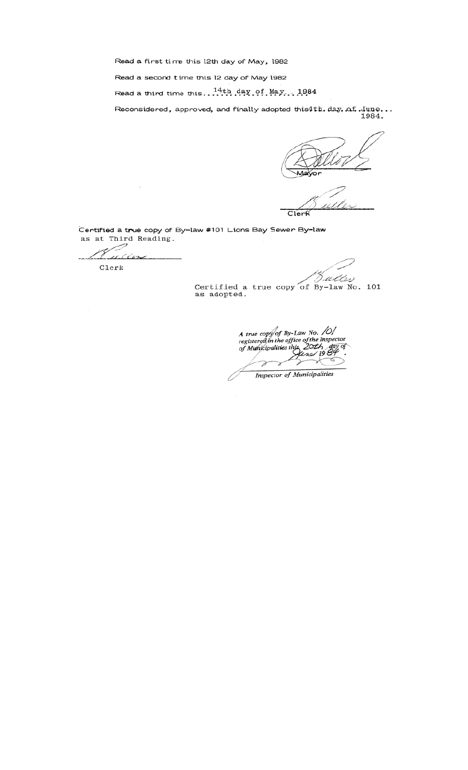Read a first time this 12th day of May, 1982

Read a second time this 12 day of May 1982

Read a third time this...14th day of May... 1984

Reconsidered, approved, and finally adopted this 4th day of June... 1984.

Mayor

Clerk

Certified a true copy of By-law #101 Lions Bay Sewer By-law as at Third Reading.

Clerk

Certified a true copy of By-law No. 101 as adopted.

*A true copy of By-Law No. 101 registered in the office of the Inspector of Municipalities this 20th day of June 1984.*

*Inspector of Municipalities*